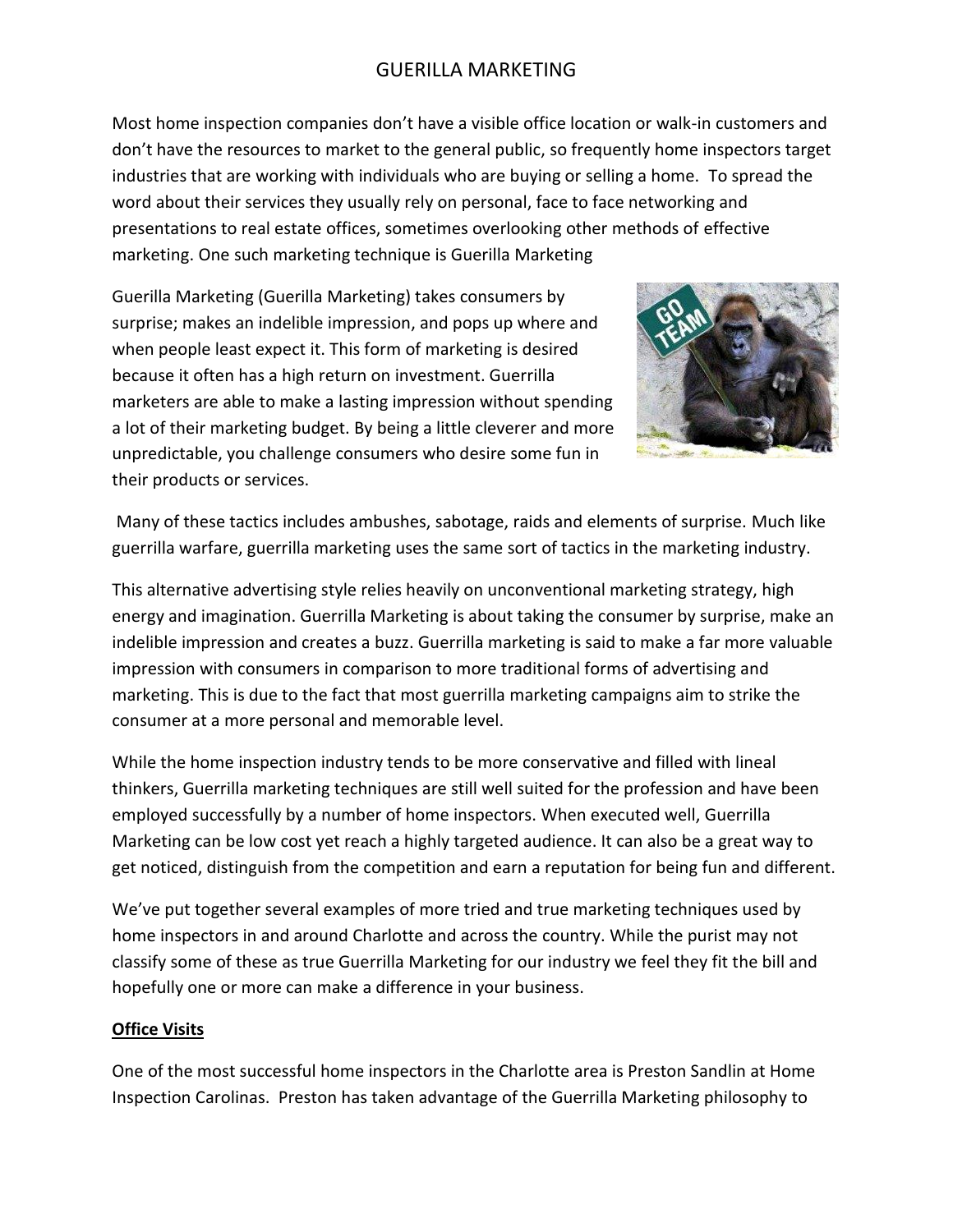# GUERILLA MARKETING

Most home inspection companies don't have a visible office location or walk-in customers and don't have the resources to market to the general public, so frequently home inspectors target industries that are working with individuals who are buying or selling a home. To spread the word about their services they usually rely on personal, face to face networking and presentations to real estate offices, sometimes overlooking other methods of effective marketing. One such marketing technique is Guerilla Marketing

Guerilla Marketing (Guerilla Marketing) takes consumers by surprise; makes an indelible impression, and pops up where and when people least expect it. This form of marketing is desired because it often has a high return on investment. Guerrilla marketers are able to make a lasting impression without spending a lot of their marketing budget. By being a little cleverer and more unpredictable, you challenge consumers who desire some fun in their products or services.

Many of these tactics includes ambushes, sabotage, raids and elements of surprise. Much like guerrilla warfare, guerrilla marketing uses the same sort of tactics in the marketing industry.

This alternative advertising style relies heavily on unconventional marketing strategy, high energy and imagination. Guerrilla Marketing is about taking the consumer by surprise, make an indelible impression and creates a buzz. Guerrilla marketing is said to make a far more valuable impression with consumers in comparison to more traditional forms of advertising and marketing. This is due to the fact that most guerrilla marketing campaigns aim to strike the consumer at a more personal and memorable level.

While the home inspection industry tends to be more conservative and filled with lineal thinkers, Guerrilla marketing techniques are still well suited for the profession and have been employed successfully by a number of home inspectors. When executed well, Guerrilla Marketing can be low cost yet reach a highly targeted audience. It can also be a great way to get noticed, distinguish from the competition and earn a reputation for being fun and different.

We've put together several examples of more tried and true marketing techniques used by home inspectors in and around Charlotte and across the country. While the purist may not classify some of these as true Guerrilla Marketing for our industry we feel they fit the bill and hopefully one or more can make a difference in your business.

**Office Visits**

One of the most successful home inspectors in the Charlotte area is Preston Sandlin at Home Inspection Carolinas. Preston has taken advantage of the Guerrilla Marketing philosophy to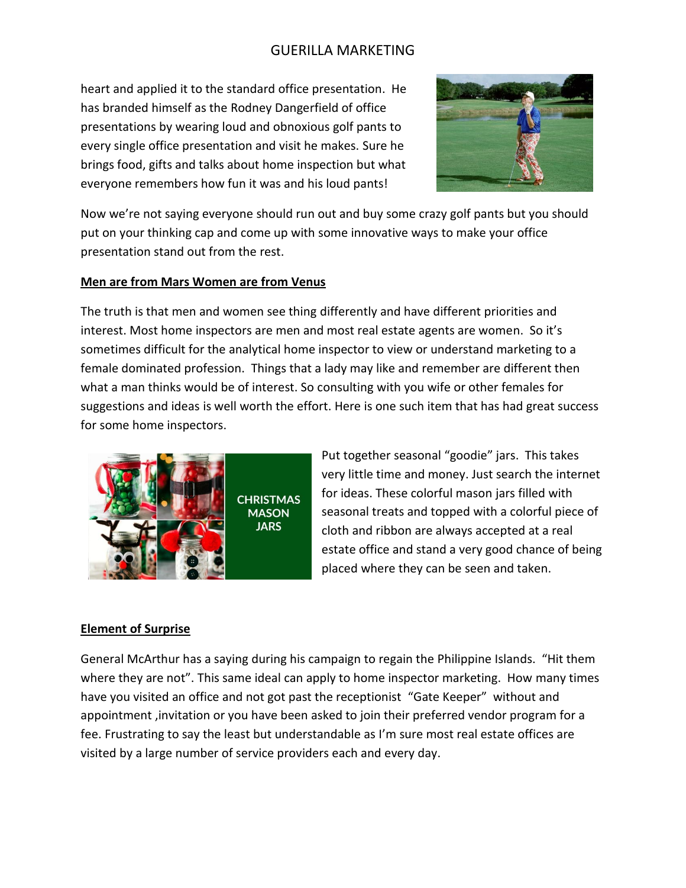heart and applied it to the standard office presentation. He has branded himself as the Rodney Dangerfield of office presentations by wearing loud and obnoxious golf pants to every single office presentation and visit he makes. Sure he brings food, gifts and talks about home inspection but what everyone remembers how fun it was and his loud pants!

Now we're not saying everyone should run out and buy some crazy golf pants but you should put on your thinking cap and come up with some innovative ways to make your office presentation stand out from the rest.

**Men are from Mars Women are from Venus**

The truth is that men and women see thing differently and have different priorities and interest. Most home inspectors are men and most real estate agents are women. So it's sometimes difficult for the analytical home inspector to view or understand marketing to a female dominated profession. Things that a lady may like and remember are different then what a man thinks would be of interest. So consulting with you wife or other females for suggestions and ideas is well worth the effort. Here is one such item that has had great success for some home inspectors.

CHRISTMAS MASON JARS

Put together seasonal "goodie" jars. This takes very little time and money. Just search the internet for ideas. These colorful mason jars filled with seasonal treats and topped with a colorful piece of cloth and ribbon are always accepted at a real estate office and stand a very good chance of being placed where they can be seen and taken.

**Element of Surprise**

General McArthur has a saying during his campaign to regain the Philippine Islands. "Hit them where they are not". This same ideal can apply to home inspector marketing. How many times have you visited an office and not got past the receptionist "Gate Keeper" without and appointment ,invitation or you have been asked to join their preferred vendor program for a fee. Frustrating to say the least but understandable as I'm sure most real estate offices are visited by a large number of service providers each and every day.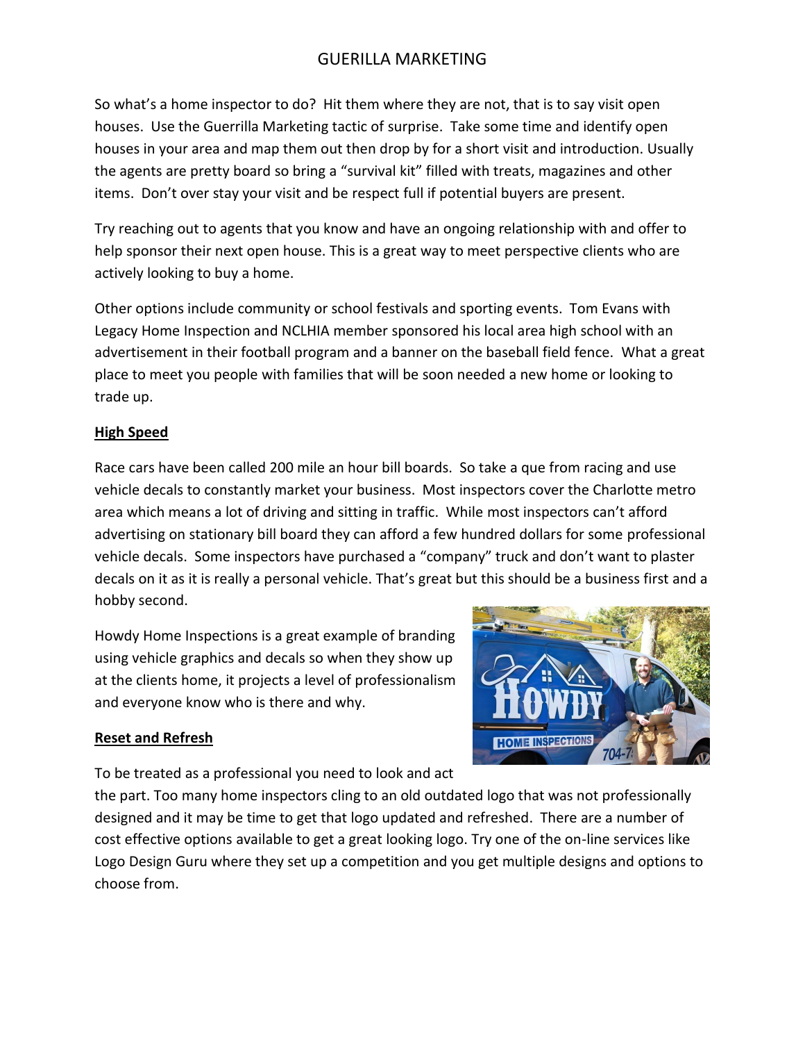So what's a home inspector to do? Hit them where they are not, that is to say visit open houses. Use the Guerrilla Marketing tactic of surprise. Take some time and identify open houses in your area and map them out then drop by for a short visit and introduction. Usually the agents are pretty board so bring a "survival kit" filled with treats, magazines and other items. Don't over stay your visit and be respect full if potential buyers are present.

Try reaching out to agents that you know and have an ongoing relationship with and offer to help sponsor their next open house. This is a great way to meet perspective clients who are actively looking to buy a home.

Other options include community or school festivals and sporting events. Tom Evans with Legacy Home Inspection and NCLHIA member sponsored his local area high school with an advertisement in their football program and a banner on the baseball field fence. What a great place to meet you people with families that will be soon needed a new home or looking to trade up.

**High Speed**

Race cars have been called 200 mile an hour bill boards. So take a que from racing and use vehicle decals to constantly market your business. Most inspectors cover the Charlotte metro area which means a lot of driving and sitting in traffic. While most inspectors can't afford advertising on stationary bill board they can afford a few hundred dollars for some professional vehicle decals. Some inspectors have purchased a "company" truck and don't want to plaster decals on it as it is really a personal vehicle. That's great but this should be a business first and a hobby second.

Howdy Home Inspections is a great example of branding using vehicle graphics and decals so when they show up at the clients home, it projects a level of professionalism and everyone know who is there and why.

**Reset and Refresh**

To be treated as a professional you need to look and act the part. Too many home inspectors cling to an old outdated logo that was not professionally designed and it may be time to get that logo updated and refreshed. There are a number of cost effective options available to get a great looking logo. Try one of the on-line services like Logo Design Guru where they set up a competition and you get multiple designs and options to choose from.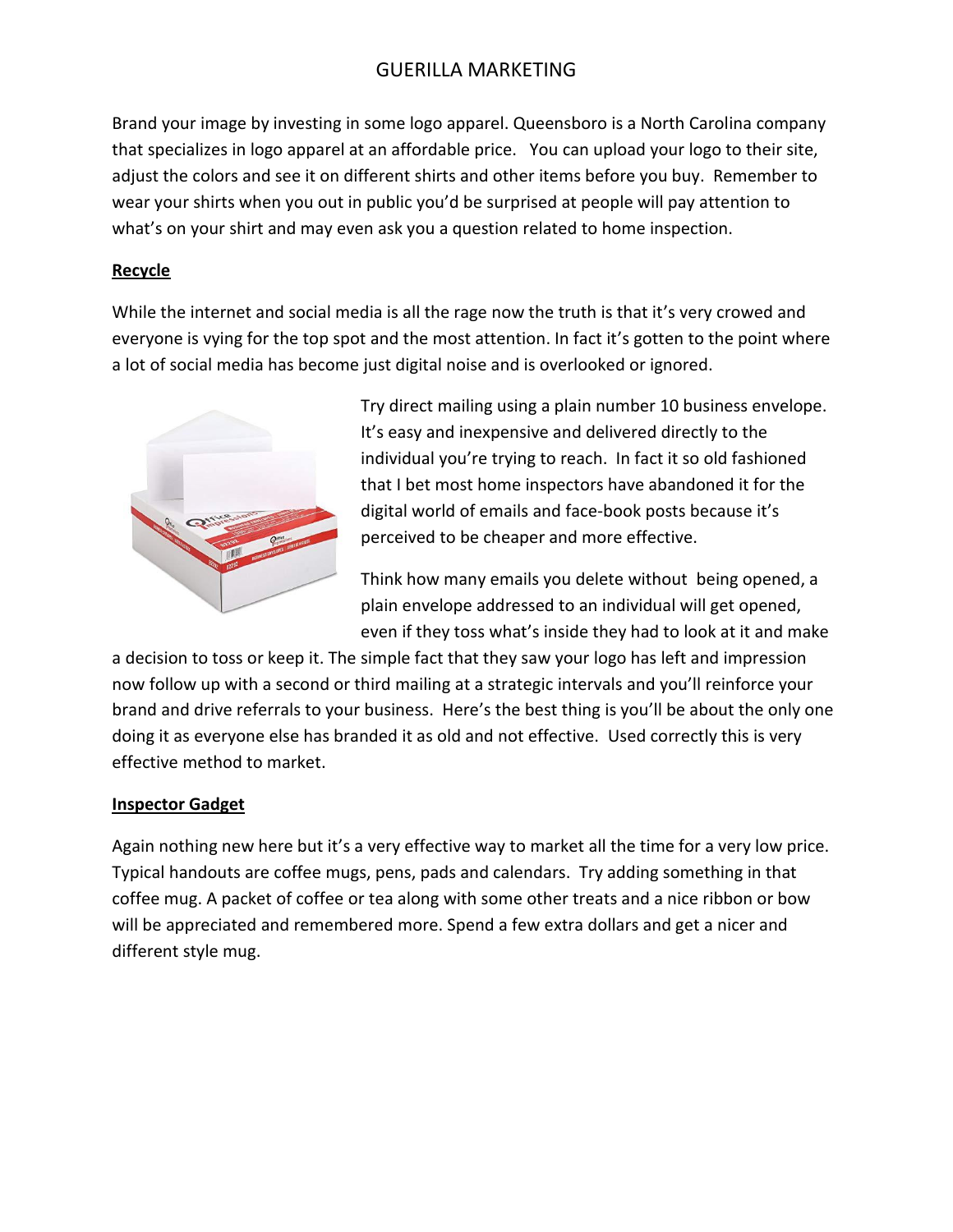# GUERILLA MARKETING

Brand your image by investing in some logo apparel. Queensboro is a North Carolina company that specializes in logo apparel at an affordable price. You can upload your logo to their site, adjust the colors and see it on different shirts and other items before you buy. Remember to wear your shirts when you out in public you'd be surprised at people will pay attention to what's on your shirt and may even ask you a question related to home inspection.

**Recycle**

While the internet and social media is all the rage now the truth is that it's very crowed and everyone is vying for the top spot and the most attention. In fact it's gotten to the point where a lot of social media has become just digital noise and is overlooked or ignored.

Try direct mailing using a plain number 10 business envelope. It's easy and inexpensive and delivered directly to the individual you're trying to reach. In fact it so old fashioned that I bet most home inspectors have abandoned it for the digital world of emails and face-book posts because it's perceived to be cheaper and more effective.

Think how many emails you delete without being opened, a plain envelope addressed to an individual will get opened, even if they toss what's inside they had to look at it and make a decision to toss or keep it. The simple fact that they saw your logo has left and impression now follow up with a second or third mailing at a strategic intervals and you'll reinforce your brand and drive referrals to your business. Here's the best thing is you'll be about the only one doing it as everyone else has branded it as old and not effective. Used correctly this is very effective method to market.

**Inspector Gadget**

Again nothing new here but it's a very effective way to market all the time for a very low price. Typical handouts are coffee mugs, pens, pads and calendars. Try adding something in that coffee mug. A packet of coffee or tea along with some other treats and a nice ribbon or bow will be appreciated and remembered more. Spend a few extra dollars and get a nicer and different style mug.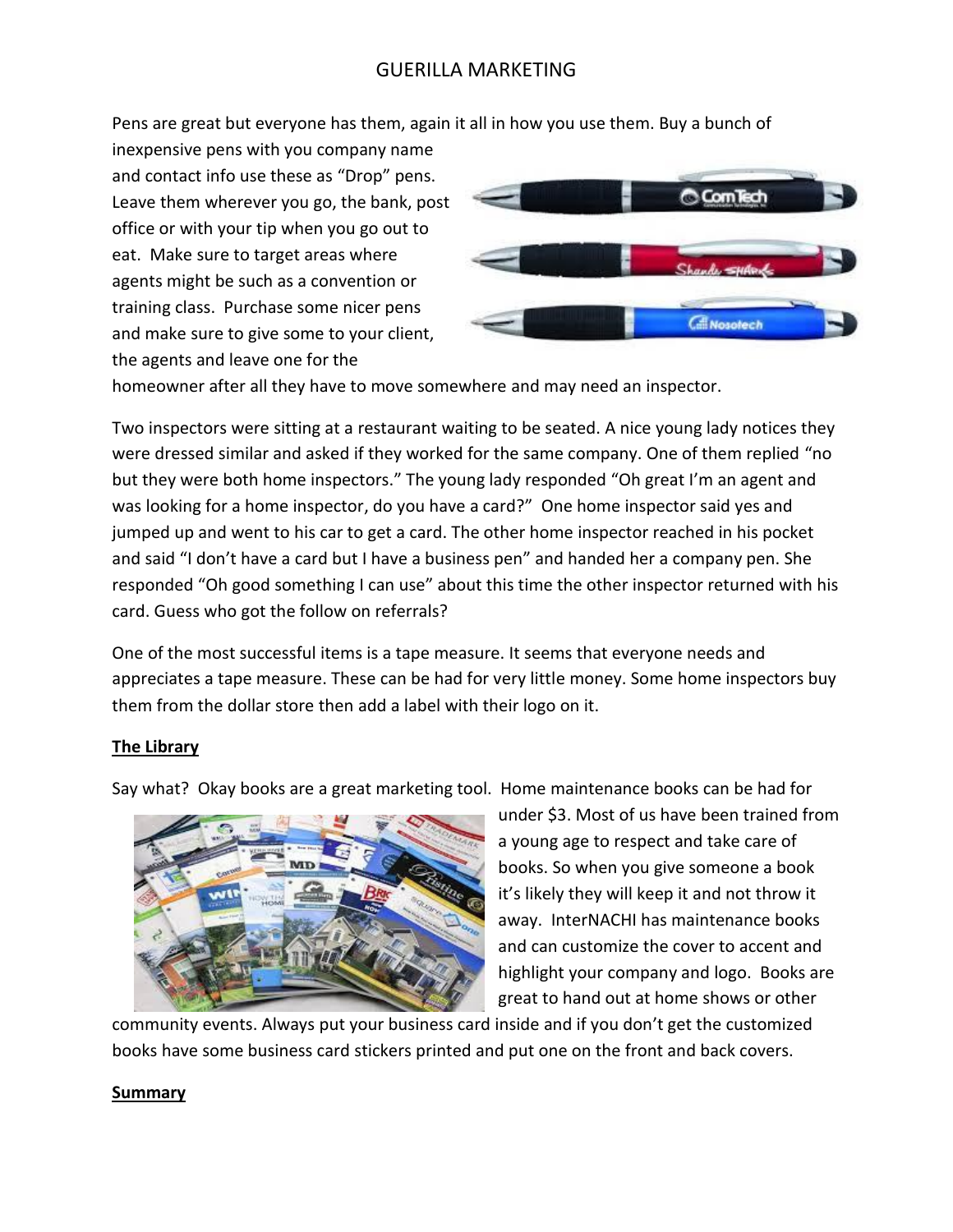Pens are great but everyone has them, again it all in how you use them. Buy a bunch of inexpensive pens with you company name and contact info use these as "Drop" pens. Leave them wherever you go, the bank, post office or with your tip when you go out to eat. Make sure to target areas where agents might be such as a convention or training class. Purchase some nicer pens and make sure to give some to your client, the agents and leave one for the homeowner after all they have to move somewhere and may need an inspector.

Two inspectors were sitting at a restaurant waiting to be seated. A nice young lady notices they were dressed similar and asked if they worked for the same company. One of them replied "no but they were both home inspectors." The young lady responded "Oh great I'm an agent and was looking for a home inspector, do you have a card?" One home inspector said yes and jumped up and went to his car to get a card. The other home inspector reached in his pocket and said "I don't have a card but I have a business pen" and handed her a company pen. She responded "Oh good something I can use" about this time the other inspector returned with his card. Guess who got the follow on referrals?

One of the most successful items is a tape measure. It seems that everyone needs and appreciates a tape measure. These can be had for very little money. Some home inspectors buy them from the dollar store then add a label with their logo on it.

**The Library**

Say what? Okay books are a great marketing tool. Home maintenance books can be had for under $3. Most of us have been trained from a young age to respect and take care of books. So when you give someone a book it's likely they will keep it and not throw it away. InterNACHI has maintenance books and can customize the cover to accent and highlight your company and logo. Books are great to hand out at home shows or other community events. Always put your business card inside and if you don't get the customized books have some business card stickers printed and put one on the front and back covers.

**Summary**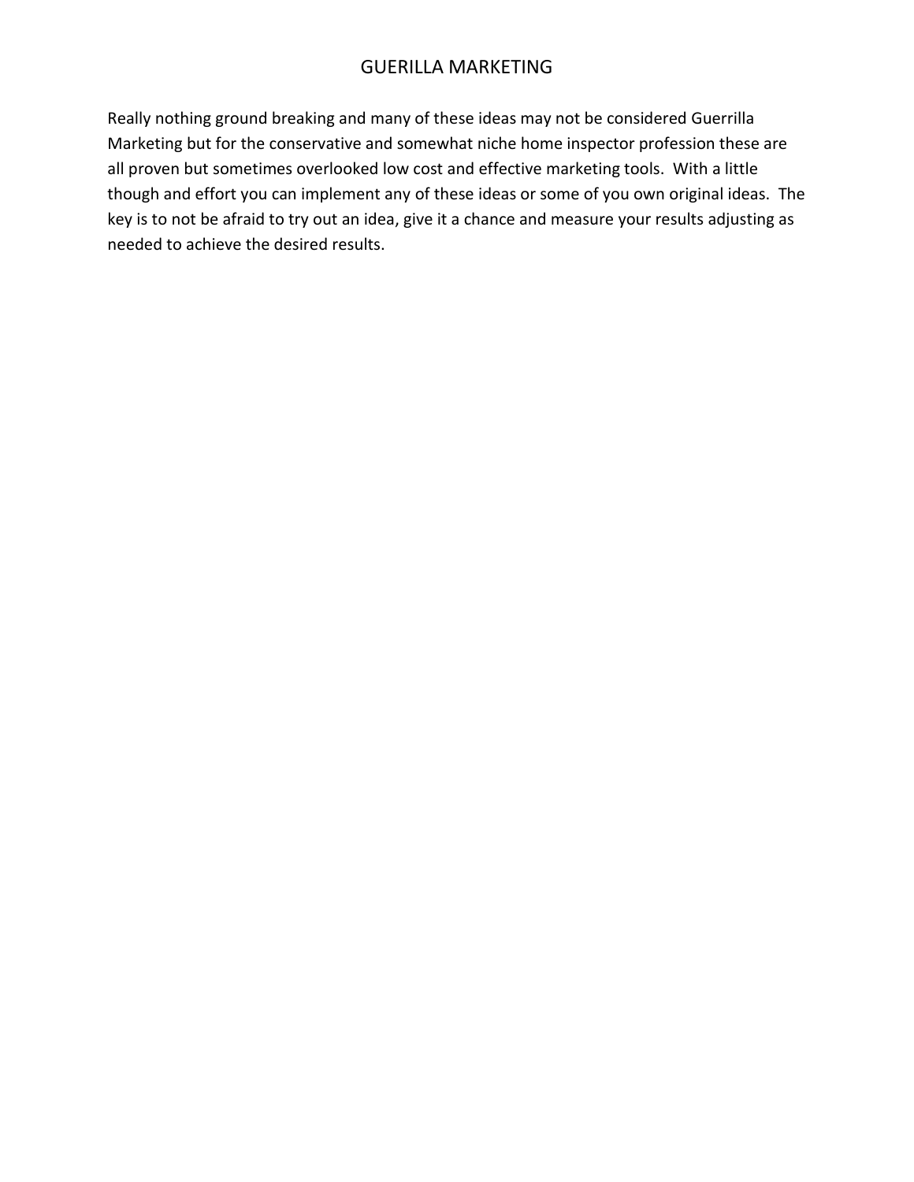# GUERILLA MARKETING

Really nothing ground breaking and many of these ideas may not be considered Guerrilla Marketing but for the conservative and somewhat niche home inspector profession these are all proven but sometimes overlooked low cost and effective marketing tools. With a little though and effort you can implement any of these ideas or some of you own original ideas. The key is to not be afraid to try out an idea, give it a chance and measure your results adjusting as needed to achieve the desired results.